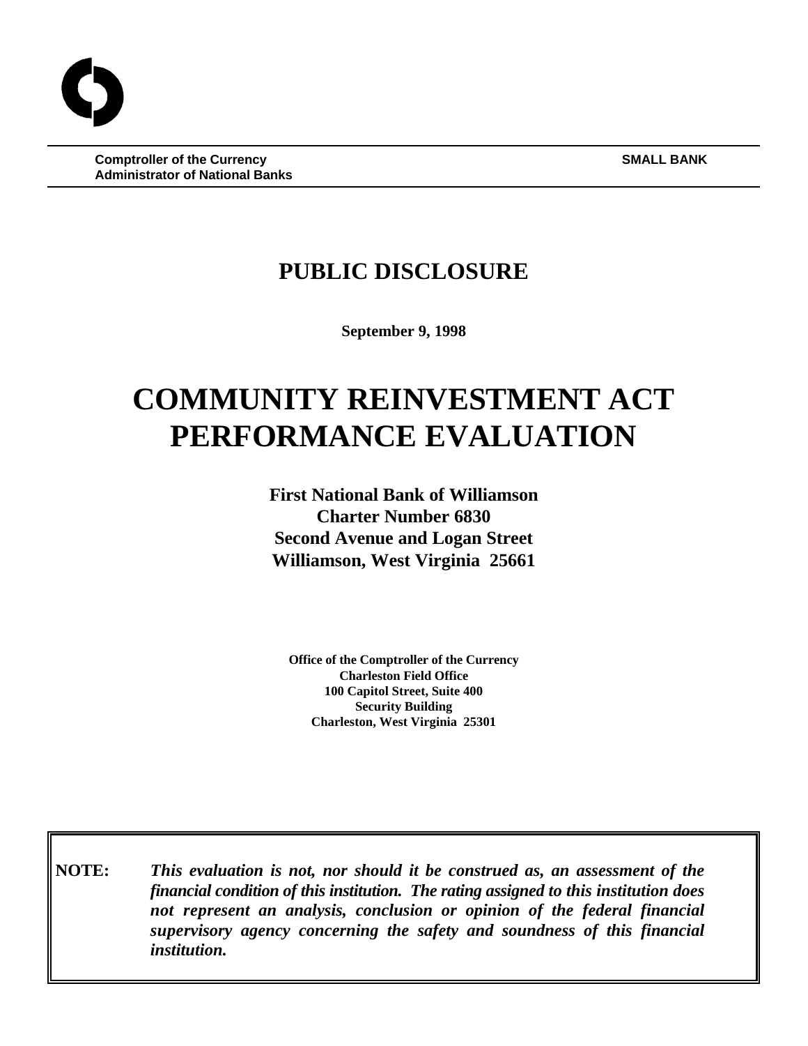**Comptroller of the Currency**
**Administrator of National Banks**

**SMALL BANK**

# PUBLIC DISCLOSURE

**September 9, 1998**

# COMMUNITY REINVESTMENT ACT PERFORMANCE EVALUATION

**First National Bank of Williamson**
**Charter Number 6830**
**Second Avenue and Logan Street**
**Williamson, West Virginia 25661**

**Office of the Comptroller of the Currency**
**Charleston Field Office**
**100 Capitol Street, Suite 400**
**Security Building**
**Charleston, West Virginia 25301**

**NOTE:** ***This evaluation is not, nor should it be construed as, an assessment of the financial condition of this institution. The rating assigned to this institution does not represent an analysis, conclusion or opinion of the federal financial supervisory agency concerning the safety and soundness of this financial institution.***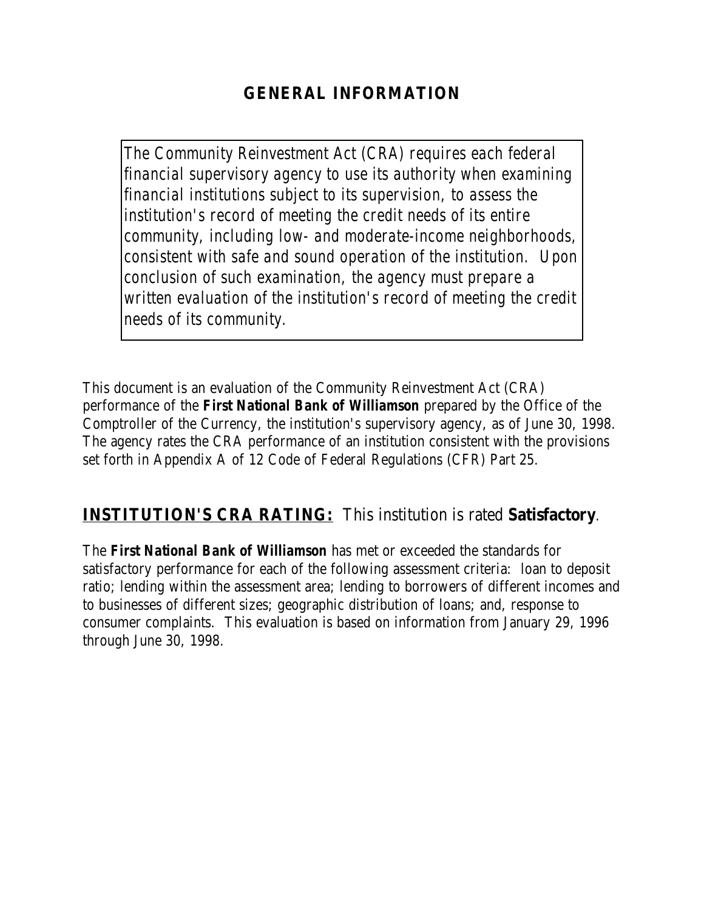## GENERAL INFORMATION

*The Community Reinvestment Act (CRA) requires each federal financial supervisory agency to use its authority when examining financial institutions subject to its supervision, to assess the institution's record of meeting the credit needs of its entire community, including low- and moderate-income neighborhoods, consistent with safe and sound operation of the institution. Upon conclusion of such examination, the agency must prepare a written evaluation of the institution's record of meeting the credit needs of its community.*

This document is an evaluation of the Community Reinvestment Act (CRA) performance of the **First National Bank of Williamson** prepared by the Office of the Comptroller of the Currency, the institution's supervisory agency, as of June 30, 1998. The agency rates the CRA performance of an institution consistent with the provisions set forth in Appendix A of 12 Code of Federal Regulations (CFR) Part 25.

## INSTITUTION'S CRA RATING: This institution is rated **Satisfactory**.

The **First National Bank of Williamson** has met or exceeded the standards for satisfactory performance for each of the following assessment criteria: loan to deposit ratio; lending within the assessment area; lending to borrowers of different incomes and to businesses of different sizes; geographic distribution of loans; and, response to consumer complaints. This evaluation is based on information from January 29, 1996 through June 30, 1998.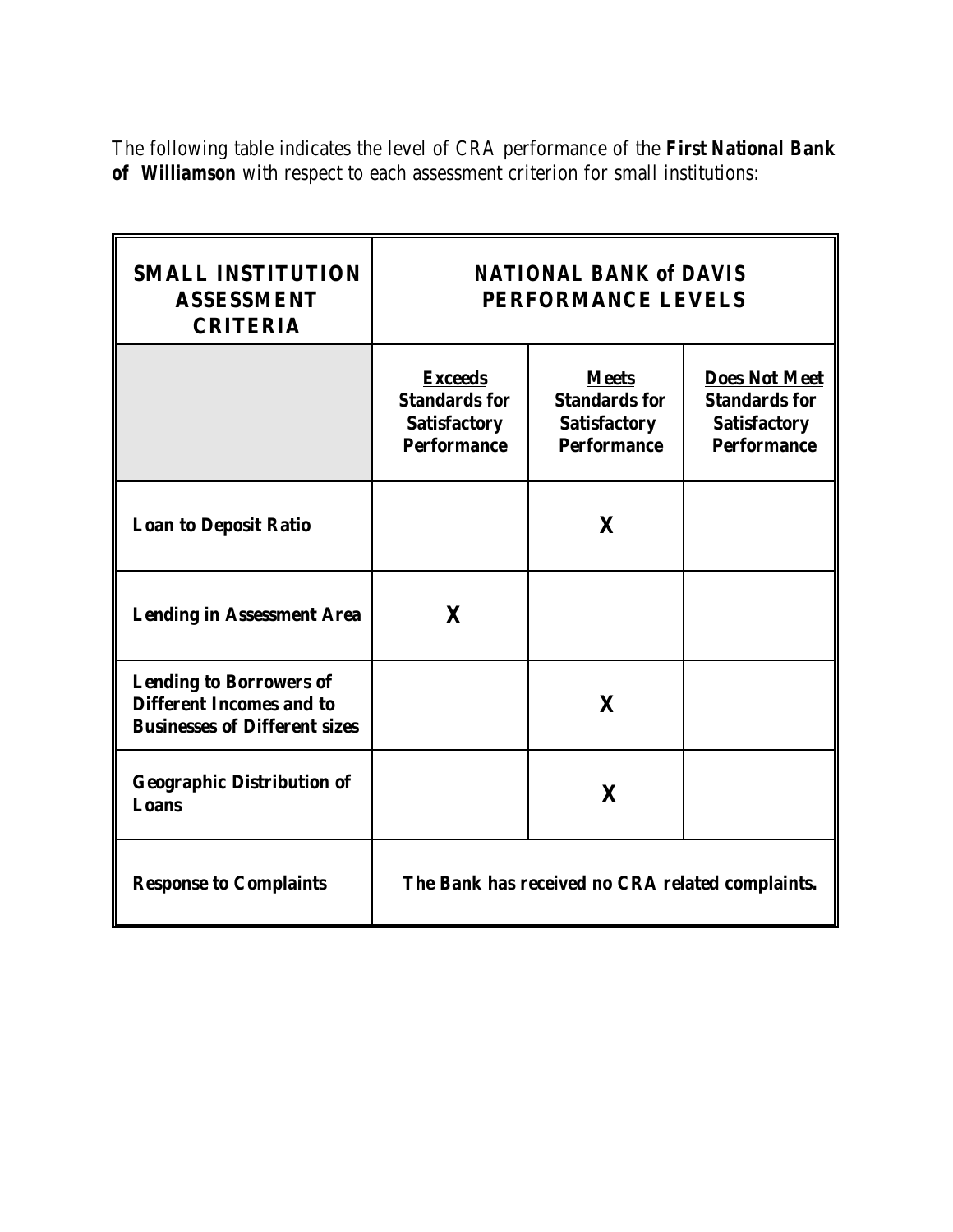The following table indicates the level of CRA performance of the **First National Bank of Williamson** with respect to each assessment criterion for small institutions:

| **SMALL INSTITUTION ASSESSMENT CRITERIA** | **NATIONAL BANK of DAVIS PERFORMANCE LEVELS** | | |
|---|---|---|---|
| | **Exceeds Standards for Satisfactory Performance** | **Meets Standards for Satisfactory Performance** | **Does Not Meet Standards for Satisfactory Performance** |
| **Loan to Deposit Ratio** | | **X** | |
| **Lending in Assessment Area** | **X** | | |
| **Lending to Borrowers of Different Incomes and to Businesses of Different sizes** | | **X** | |
| **Geographic Distribution of Loans** | | **X** | |
| **Response to Complaints** | **The Bank has received no CRA related complaints.** | | |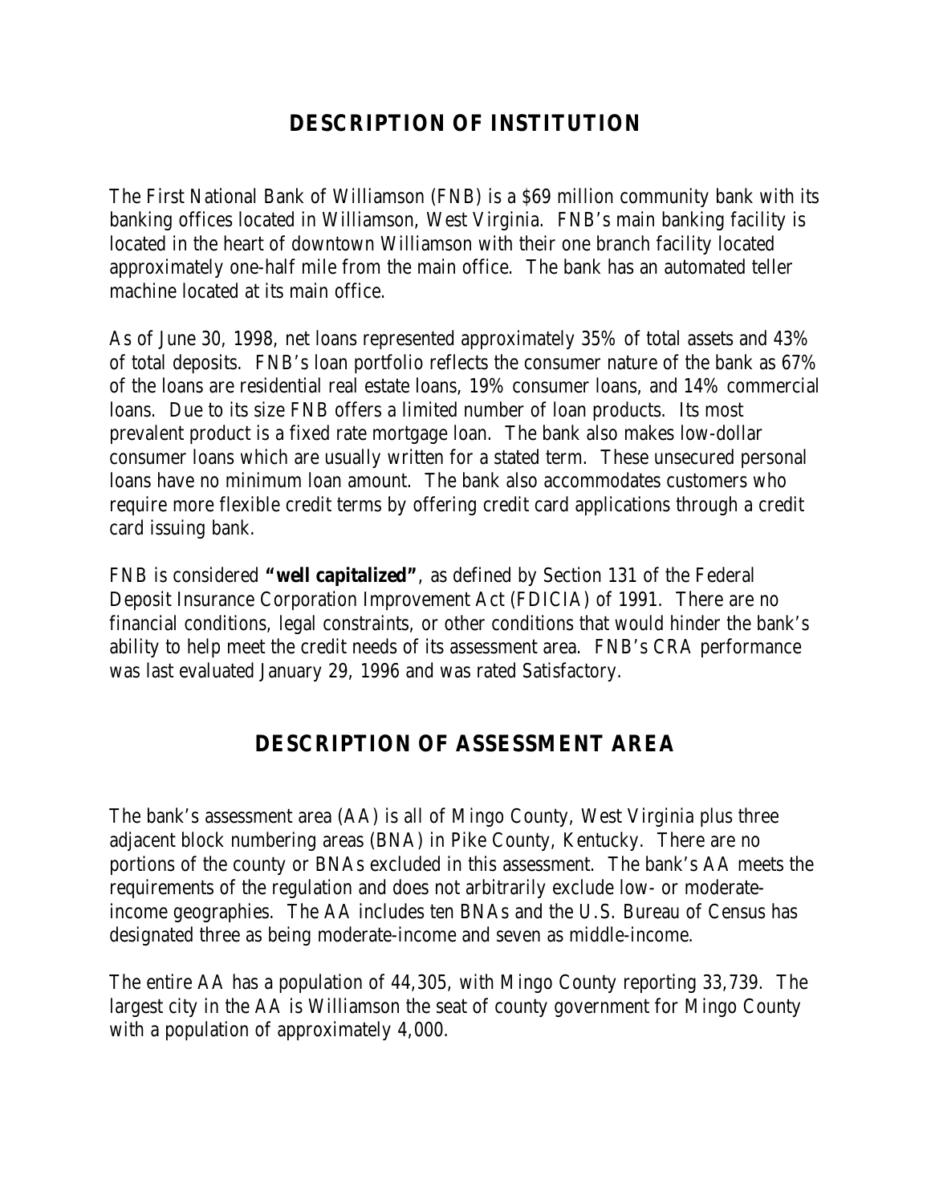# DESCRIPTION OF INSTITUTION

The First National Bank of Williamson (FNB) is a $69 million community bank with its banking offices located in Williamson, West Virginia. FNB's main banking facility is located in the heart of downtown Williamson with their one branch facility located approximately one-half mile from the main office. The bank has an automated teller machine located at its main office.

As of June 30, 1998, net loans represented approximately 35% of total assets and 43% of total deposits. FNB's loan portfolio reflects the consumer nature of the bank as 67% of the loans are residential real estate loans, 19% consumer loans, and 14% commercial loans. Due to its size FNB offers a limited number of loan products. Its most prevalent product is a fixed rate mortgage loan. The bank also makes low-dollar consumer loans which are usually written for a stated term. These unsecured personal loans have no minimum loan amount. The bank also accommodates customers who require more flexible credit terms by offering credit card applications through a credit card issuing bank.

FNB is considered **"well capitalized"**, as defined by Section 131 of the Federal Deposit Insurance Corporation Improvement Act (FDICIA) of 1991. There are no financial conditions, legal constraints, or other conditions that would hinder the bank's ability to help meet the credit needs of its assessment area. FNB's CRA performance was last evaluated January 29, 1996 and was rated Satisfactory.

# DESCRIPTION OF ASSESSMENT AREA

The bank's assessment area (AA) is all of Mingo County, West Virginia plus three adjacent block numbering areas (BNA) in Pike County, Kentucky. There are no portions of the county or BNAs excluded in this assessment. The bank's AA meets the requirements of the regulation and does not arbitrarily exclude low- or moderate-income geographies. The AA includes ten BNAs and the U.S. Bureau of Census has designated three as being moderate-income and seven as middle-income.

The entire AA has a population of 44,305, with Mingo County reporting 33,739. The largest city in the AA is Williamson the seat of county government for Mingo County with a population of approximately 4,000.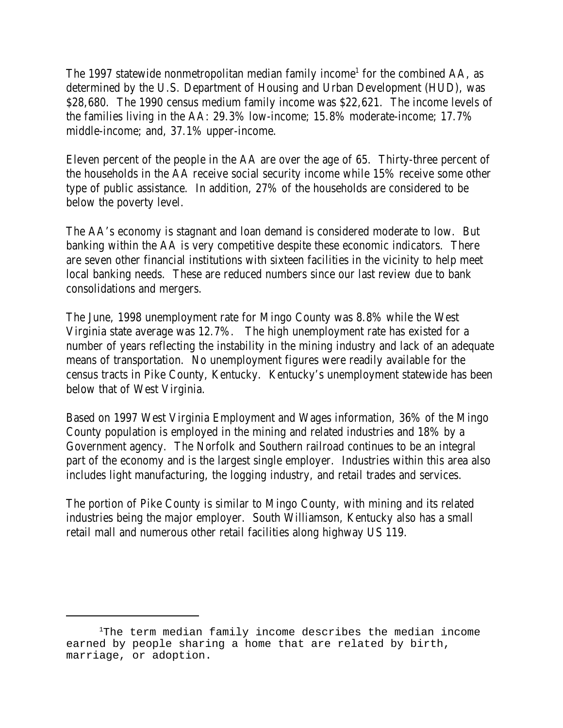The 1997 statewide nonmetropolitan median family income[1] for the combined AA, as determined by the U.S. Department of Housing and Urban Development (HUD), was $28,680. The 1990 census medium family income was $22,621. The income levels of the families living in the AA: 29.3% low-income; 15.8% moderate-income; 17.7% middle-income; and, 37.1% upper-income.

Eleven percent of the people in the AA are over the age of 65. Thirty-three percent of the households in the AA receive social security income while 15% receive some other type of public assistance. In addition, 27% of the households are considered to be below the poverty level.

The AA's economy is stagnant and loan demand is considered moderate to low. But banking within the AA is very competitive despite these economic indicators. There are seven other financial institutions with sixteen facilities in the vicinity to help meet local banking needs. These are reduced numbers since our last review due to bank consolidations and mergers.

The June, 1998 unemployment rate for Mingo County was 8.8% while the West Virginia state average was 12.7%. The high unemployment rate has existed for a number of years reflecting the instability in the mining industry and lack of an adequate means of transportation. No unemployment figures were readily available for the census tracts in Pike County, Kentucky. Kentucky's unemployment statewide has been below that of West Virginia.

Based on 1997 West Virginia Employment and Wages information, 36% of the Mingo County population is employed in the mining and related industries and 18% by a Government agency. The Norfolk and Southern railroad continues to be an integral part of the economy and is the largest single employer. Industries within this area also includes light manufacturing, the logging industry, and retail trades and services.

The portion of Pike County is similar to Mingo County, with mining and its related industries being the major employer. South Williamson, Kentucky also has a small retail mall and numerous other retail facilities along highway US 119.

---

[1] The term median family income describes the median income earned by people sharing a home that are related by birth, marriage, or adoption.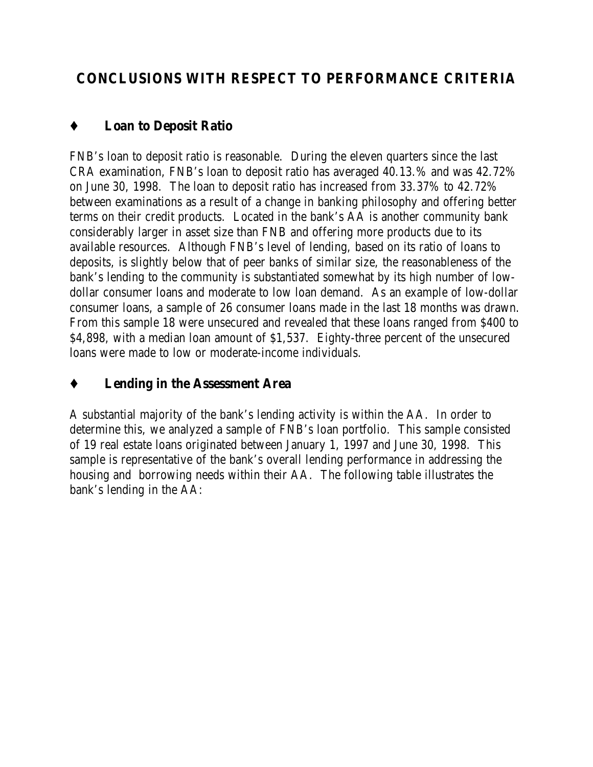## CONCLUSIONS WITH RESPECT TO PERFORMANCE CRITERIA

### ♦ Loan to Deposit Ratio

FNB's loan to deposit ratio is reasonable. During the eleven quarters since the last CRA examination, FNB's loan to deposit ratio has averaged 40.13.% and was 42.72% on June 30, 1998. The loan to deposit ratio has increased from 33.37% to 42.72% between examinations as a result of a change in banking philosophy and offering better terms on their credit products. Located in the bank's AA is another community bank considerably larger in asset size than FNB and offering more products due to its available resources. Although FNB's level of lending, based on its ratio of loans to deposits, is slightly below that of peer banks of similar size, the reasonableness of the bank's lending to the community is substantiated somewhat by its high number of low-dollar consumer loans and moderate to low loan demand. As an example of low-dollar consumer loans, a sample of 26 consumer loans made in the last 18 months was drawn. From this sample 18 were unsecured and revealed that these loans ranged from $400 to $4,898, with a median loan amount of $1,537. Eighty-three percent of the unsecured loans were made to low or moderate-income individuals.

### ♦ Lending in the Assessment Area

A substantial majority of the bank's lending activity is within the AA. In order to determine this, we analyzed a sample of FNB's loan portfolio. This sample consisted of 19 real estate loans originated between January 1, 1997 and June 30, 1998. This sample is representative of the bank's overall lending performance in addressing the housing and borrowing needs within their AA. The following table illustrates the bank's lending in the AA: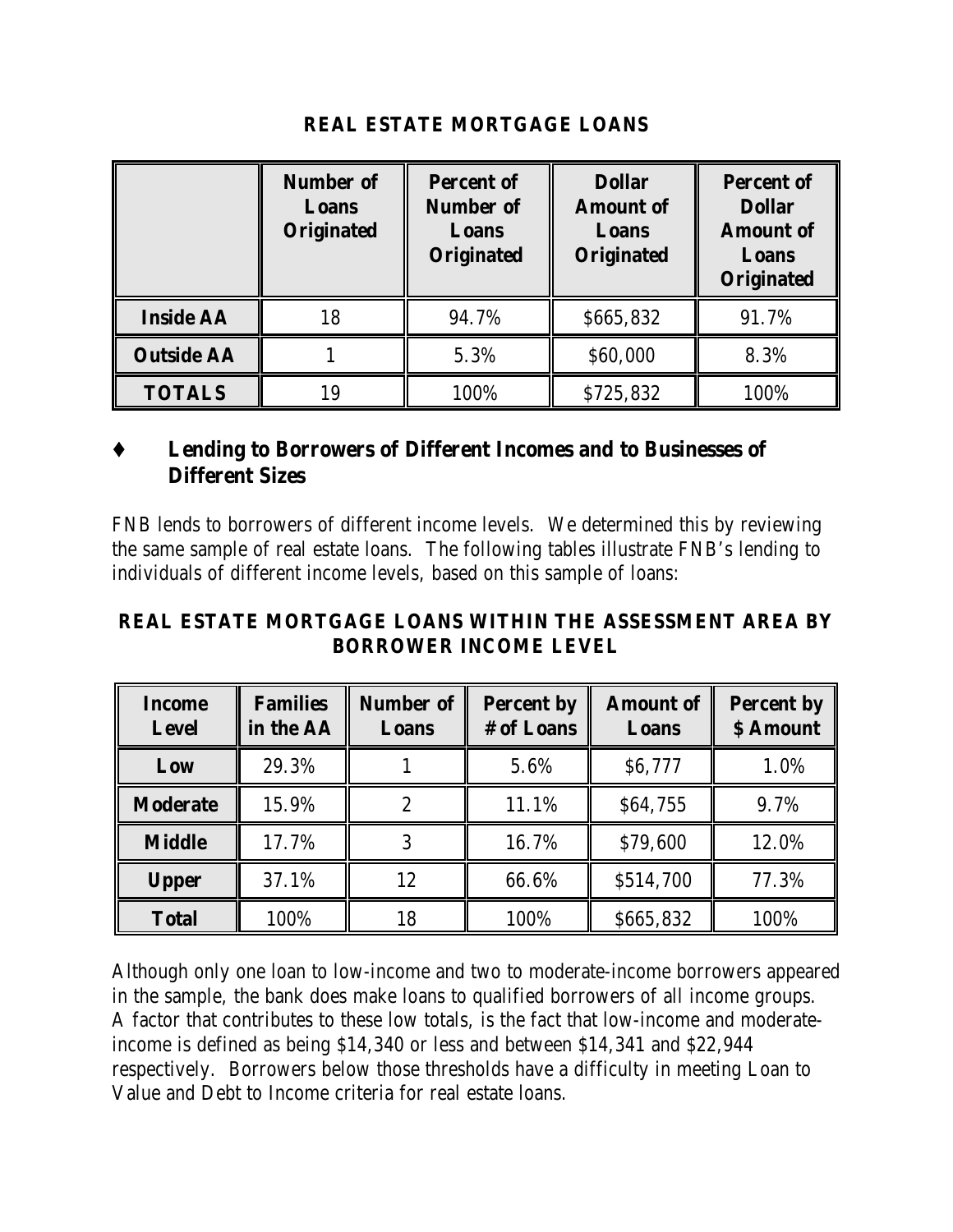**REAL ESTATE MORTGAGE LOANS**

| | Number of Loans Originated | Percent of Number of Loans Originated | Dollar Amount of Loans Originated | Percent of Dollar Amount of Loans Originated |
|---|---|---|---|---|
| **Inside AA** | 18 | 94.7% | $665,832 | 91.7% |
| **Outside AA** | 1 | 5.3% | $60,000 | 8.3% |
| **TOTALS** | 19 | 100% | $725,832 | 100% |

- ## Lending to Borrowers of Different Incomes and to Businesses of Different Sizes

FNB lends to borrowers of different income levels. We determined this by reviewing the same sample of real estate loans. The following tables illustrate FNB's lending to individuals of different income levels, based on this sample of loans:

**REAL ESTATE MORTGAGE LOANS WITHIN THE ASSESSMENT AREA BY BORROWER INCOME LEVEL**

| Income Level | Families in the AA | Number of Loans | Percent by # of Loans | Amount of Loans | Percent by $ Amount |
|---|---|---|---|---|---|
| **Low** | 29.3% | 1 | 5.6% | $6,777 | 1.0% |
| **Moderate** | 15.9% | 2 | 11.1% | $64,755 | 9.7% |
| **Middle** | 17.7% | 3 | 16.7% | $79,600 | 12.0% |
| **Upper** | 37.1% | 12 | 66.6% | $514,700 | 77.3% |
| **Total** | 100% | 18 | 100% | $665,832 | 100% |

Although only one loan to low-income and two to moderate-income borrowers appeared in the sample, the bank does make loans to qualified borrowers of all income groups. A factor that contributes to these low totals, is the fact that low-income and moderate-income is defined as being $14,340 or less and between $14,341 and $22,944 respectively. Borrowers below those thresholds have a difficulty in meeting Loan to Value and Debt to Income criteria for real estate loans.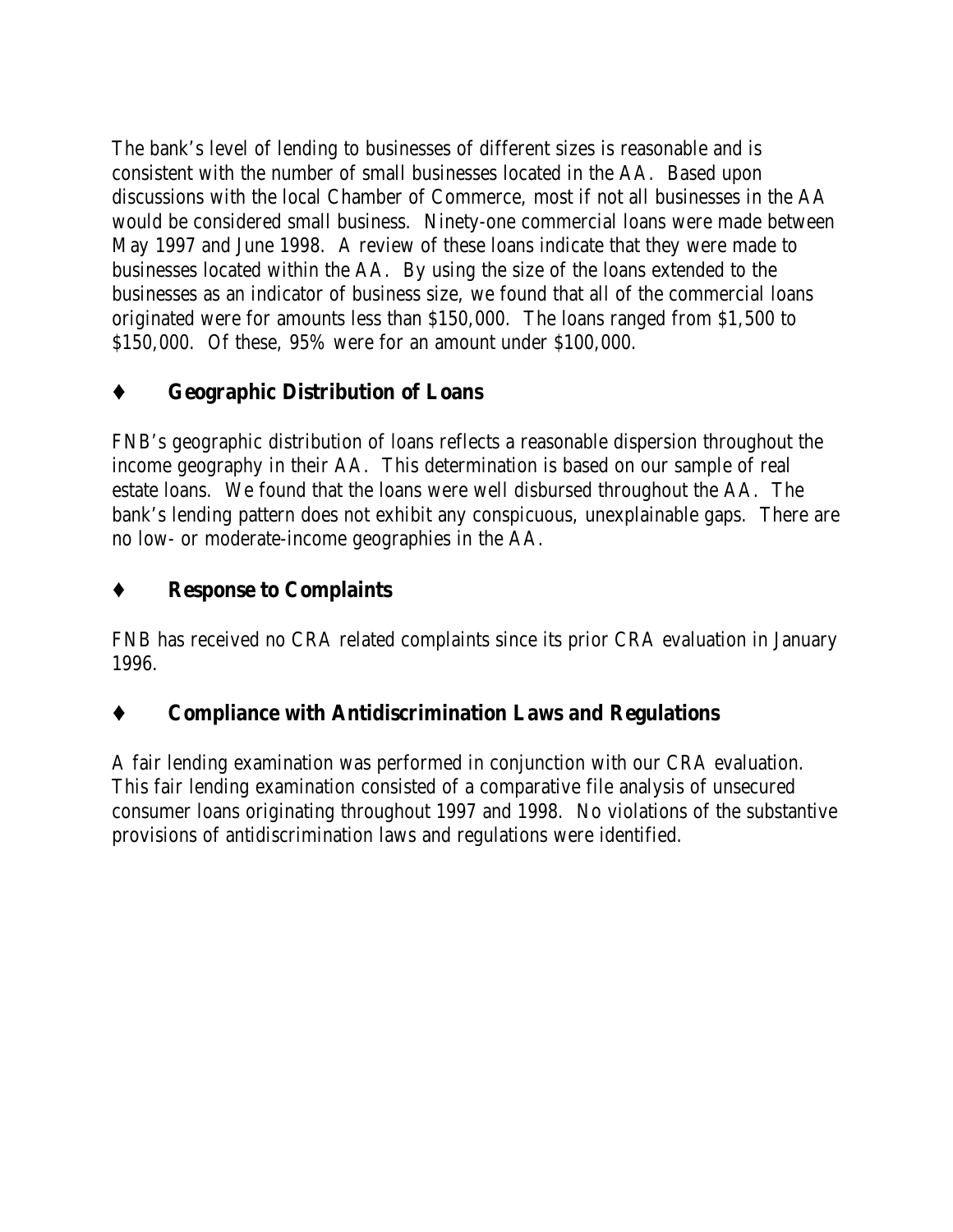The bank's level of lending to businesses of different sizes is reasonable and is consistent with the number of small businesses located in the AA. Based upon discussions with the local Chamber of Commerce, most if not all businesses in the AA would be considered small business. Ninety-one commercial loans were made between May 1997 and June 1998. A review of these loans indicate that they were made to businesses located within the AA. By using the size of the loans extended to the businesses as an indicator of business size, we found that all of the commercial loans originated were for amounts less than $150,000. The loans ranged from $1,500 to $150,000. Of these, 95% were for an amount under $100,000.

### ♦ Geographic Distribution of Loans

FNB's geographic distribution of loans reflects a reasonable dispersion throughout the income geography in their AA. This determination is based on our sample of real estate loans. We found that the loans were well disbursed throughout the AA. The bank's lending pattern does not exhibit any conspicuous, unexplainable gaps. There are no low- or moderate-income geographies in the AA.

### ♦ Response to Complaints

FNB has received no CRA related complaints since its prior CRA evaluation in January 1996.

### ♦ Compliance with Antidiscrimination Laws and Regulations

A fair lending examination was performed in conjunction with our CRA evaluation. This fair lending examination consisted of a comparative file analysis of unsecured consumer loans originating throughout 1997 and 1998. No violations of the substantive provisions of antidiscrimination laws and regulations were identified.